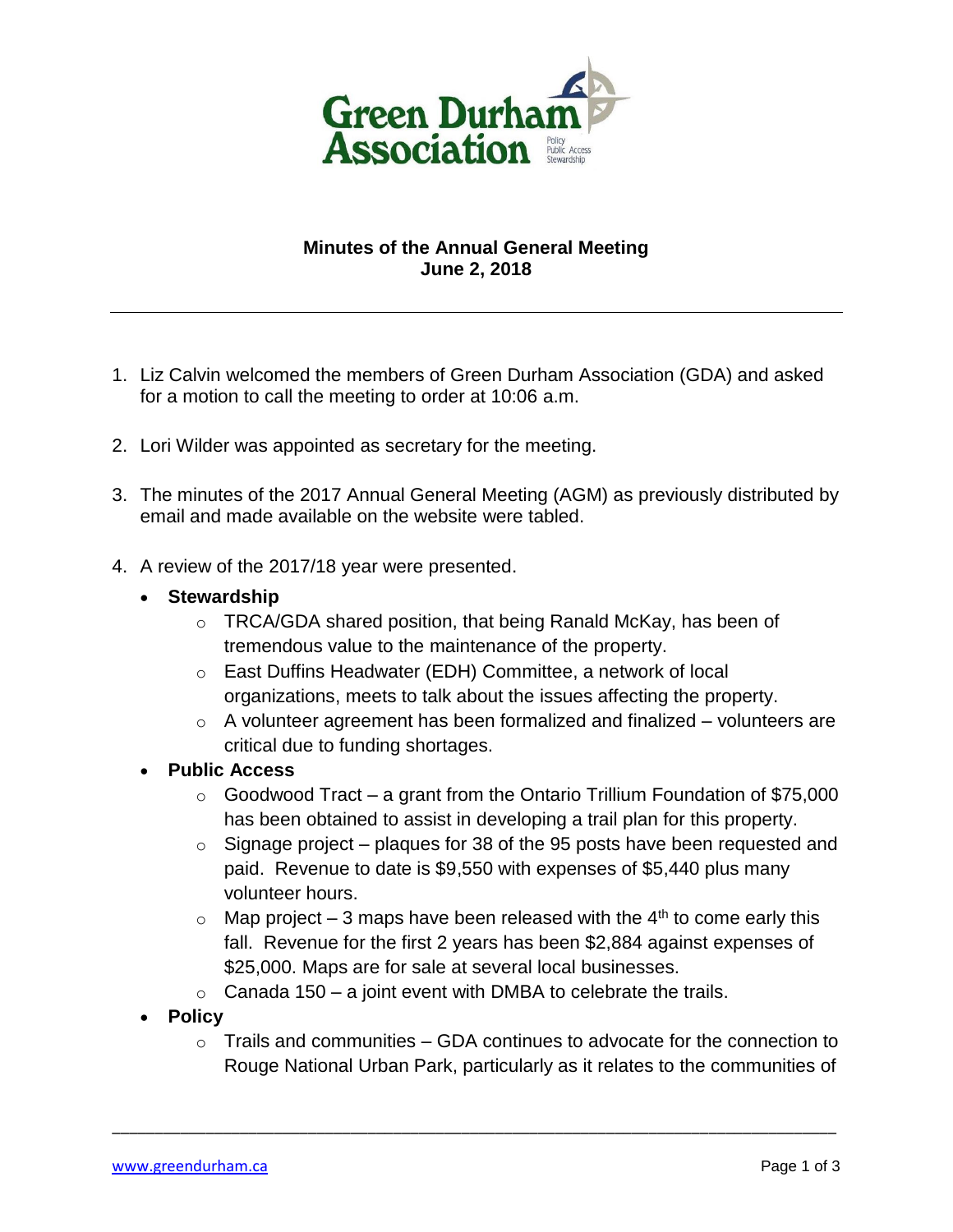# Green Durham Association

Policy
Public Access
Stewardship

## Minutes of the Annual General Meeting
## June 2, 2018

---

1. Liz Calvin welcomed the members of Green Durham Association (GDA) and asked for a motion to call the meeting to order at 10:06 a.m.

2. Lori Wilder was appointed as secretary for the meeting.

3. The minutes of the 2017 Annual General Meeting (AGM) as previously distributed by email and made available on the website were tabled.

4. A review of the 2017/18 year were presented.

   - **Stewardship**
     - TRCA/GDA shared position, that being Ranald McKay, has been of tremendous value to the maintenance of the property.
     - East Duffins Headwater (EDH) Committee, a network of local organizations, meets to talk about the issues affecting the property.
     - A volunteer agreement has been formalized and finalized – volunteers are critical due to funding shortages.
   - **Public Access**
     - Goodwood Tract – a grant from the Ontario Trillium Foundation of $75,000 has been obtained to assist in developing a trail plan for this property.
     - Signage project – plaques for 38 of the 95 posts have been requested and paid. Revenue to date is $9,550 with expenses of $5,440 plus many volunteer hours.
     - Map project – 3 maps have been released with the 4th to come early this fall. Revenue for the first 2 years has been $2,884 against expenses of $25,000. Maps are for sale at several local businesses.
     - Canada 150 – a joint event with DMBA to celebrate the trails.
   - **Policy**
     - Trails and communities – GDA continues to advocate for the connection to Rouge National Urban Park, particularly as it relates to the communities of

www.greendurham.ca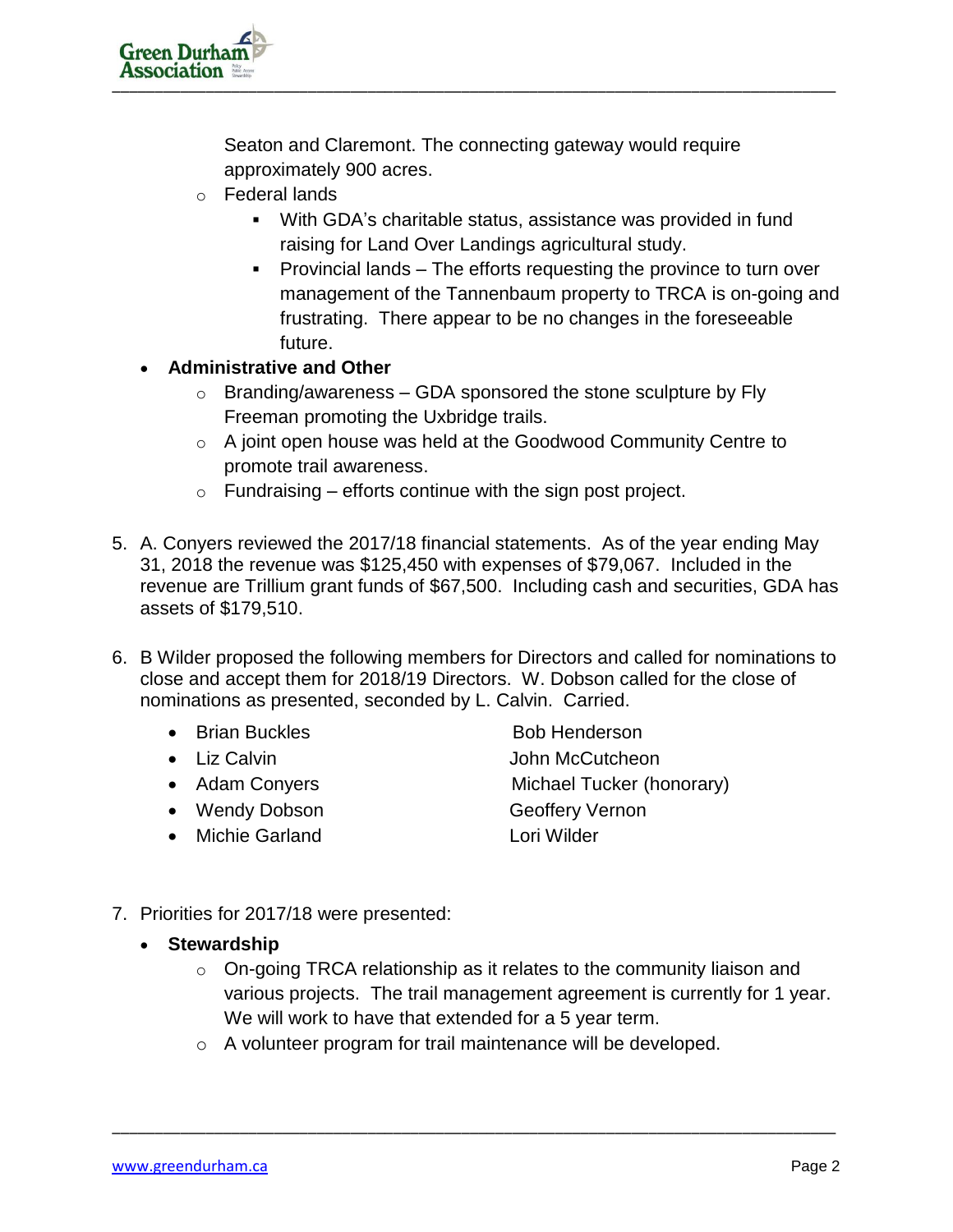Seaton and Claremont. The connecting gateway would require approximately 900 acres.

  - Federal lands
    - With GDA's charitable status, assistance was provided in fund raising for Land Over Landings agricultural study.
    - Provincial lands – The efforts requesting the province to turn over management of the Tannenbaum property to TRCA is on-going and frustrating. There appear to be no changes in the foreseeable future.

- **Administrative and Other**
  - Branding/awareness – GDA sponsored the stone sculpture by Fly Freeman promoting the Uxbridge trails.
  - A joint open house was held at the Goodwood Community Centre to promote trail awareness.
  - Fundraising – efforts continue with the sign post project.

5. A. Conyers reviewed the 2017/18 financial statements. As of the year ending May 31, 2018 the revenue was $125,450 with expenses of $79,067. Included in the revenue are Trillium grant funds of $67,500. Including cash and securities, GDA has assets of $179,510.

6. B Wilder proposed the following members for Directors and called for nominations to close and accept them for 2018/19 Directors. W. Dobson called for the close of nominations as presented, seconded by L. Calvin. Carried.

   - Brian Buckles
   - Liz Calvin
   - Adam Conyers
   - Wendy Dobson
   - Michie Garland
   - Bob Henderson
   - John McCutcheon
   - Michael Tucker (honorary)
   - Geoffery Vernon
   - Lori Wilder

7. Priorities for 2017/18 were presented:

- **Stewardship**
  - On-going TRCA relationship as it relates to the community liaison and various projects. The trail management agreement is currently for 1 year. We will work to have that extended for a 5 year term.
  - A volunteer program for trail maintenance will be developed.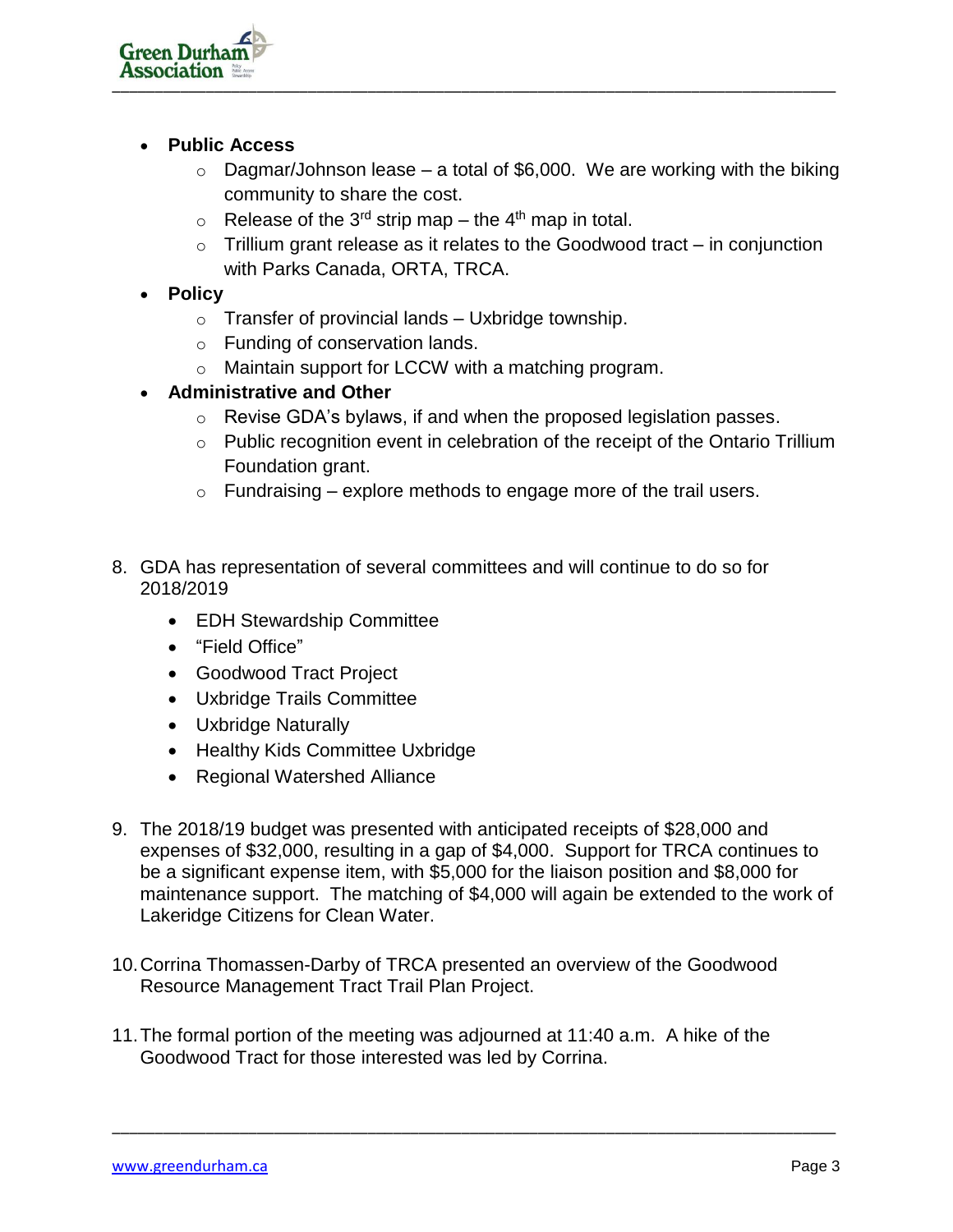- **Public Access**
  - Dagmar/Johnson lease – a total of $6,000. We are working with the biking community to share the cost.
  - Release of the 3rd strip map – the 4th map in total.
  - Trillium grant release as it relates to the Goodwood tract – in conjunction with Parks Canada, ORTA, TRCA.
- **Policy**
  - Transfer of provincial lands – Uxbridge township.
  - Funding of conservation lands.
  - Maintain support for LCCW with a matching program.
- **Administrative and Other**
  - Revise GDA's bylaws, if and when the proposed legislation passes.
  - Public recognition event in celebration of the receipt of the Ontario Trillium Foundation grant.
  - Fundraising – explore methods to engage more of the trail users.

8. GDA has representation of several committees and will continue to do so for 2018/2019
   - EDH Stewardship Committee
   - "Field Office"
   - Goodwood Tract Project
   - Uxbridge Trails Committee
   - Uxbridge Naturally
   - Healthy Kids Committee Uxbridge
   - Regional Watershed Alliance

9. The 2018/19 budget was presented with anticipated receipts of $28,000 and expenses of $32,000, resulting in a gap of $4,000. Support for TRCA continues to be a significant expense item, with $5,000 for the liaison position and $8,000 for maintenance support. The matching of $4,000 will again be extended to the work of Lakeridge Citizens for Clean Water.

10. Corrina Thomassen-Darby of TRCA presented an overview of the Goodwood Resource Management Tract Trail Plan Project.

11. The formal portion of the meeting was adjourned at 11:40 a.m. A hike of the Goodwood Tract for those interested was led by Corrina.